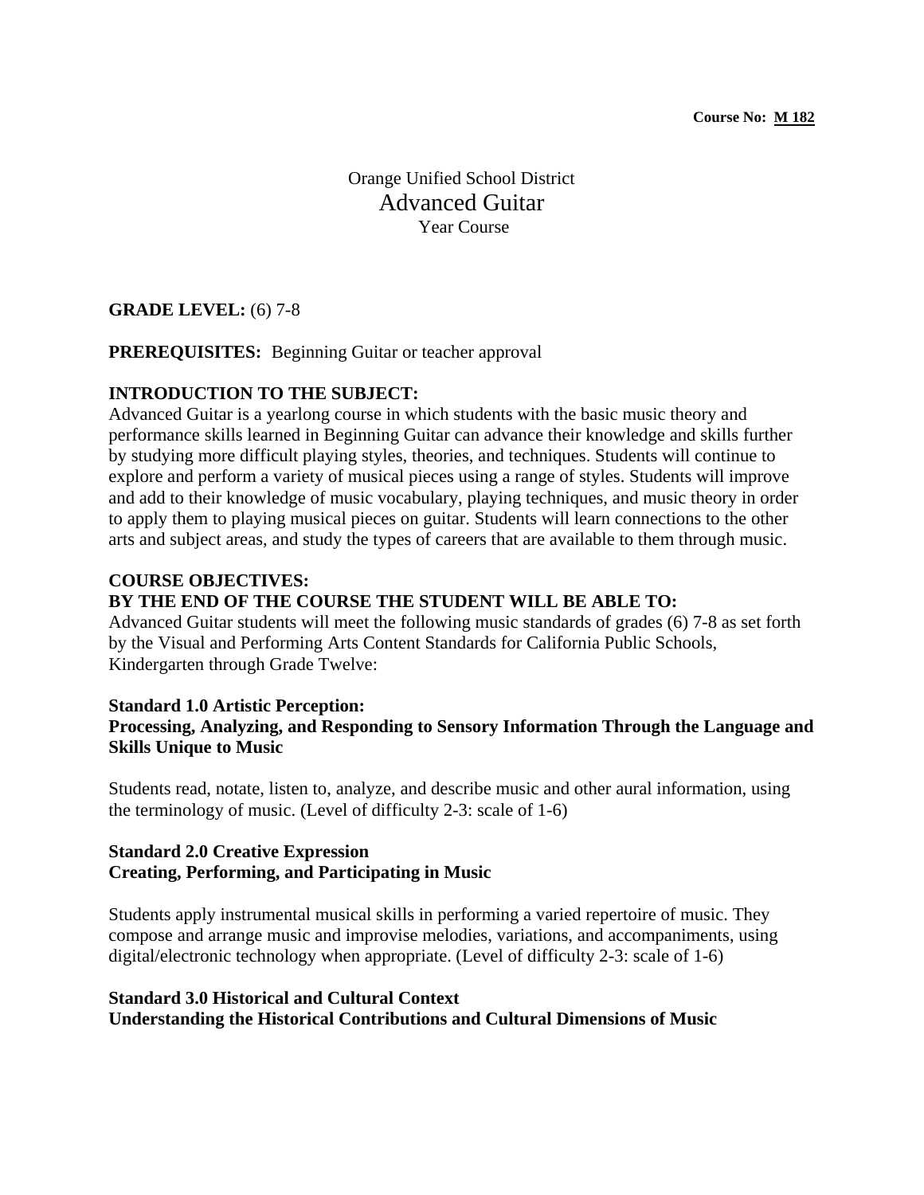**Course No: M 182**

# Orange Unified School District
## Advanced Guitar
Year Course

**GRADE LEVEL:** (6) 7-8

**PREREQUISITES:** Beginning Guitar or teacher approval

**INTRODUCTION TO THE SUBJECT:**
Advanced Guitar is a yearlong course in which students with the basic music theory and performance skills learned in Beginning Guitar can advance their knowledge and skills further by studying more difficult playing styles, theories, and techniques. Students will continue to explore and perform a variety of musical pieces using a range of styles. Students will improve and add to their knowledge of music vocabulary, playing techniques, and music theory in order to apply them to playing musical pieces on guitar. Students will learn connections to the other arts and subject areas, and study the types of careers that are available to them through music.

**COURSE OBJECTIVES:**
**BY THE END OF THE COURSE THE STUDENT WILL BE ABLE TO:**
Advanced Guitar students will meet the following music standards of grades (6) 7-8 as set forth by the Visual and Performing Arts Content Standards for California Public Schools, Kindergarten through Grade Twelve:

**Standard 1.0 Artistic Perception:**
**Processing, Analyzing, and Responding to Sensory Information Through the Language and Skills Unique to Music**

Students read, notate, listen to, analyze, and describe music and other aural information, using the terminology of music. (Level of difficulty 2-3: scale of 1-6)

**Standard 2.0 Creative Expression**
**Creating, Performing, and Participating in Music**

Students apply instrumental musical skills in performing a varied repertoire of music. They compose and arrange music and improvise melodies, variations, and accompaniments, using digital/electronic technology when appropriate. (Level of difficulty 2-3: scale of 1-6)

**Standard 3.0 Historical and Cultural Context**
**Understanding the Historical Contributions and Cultural Dimensions of Music**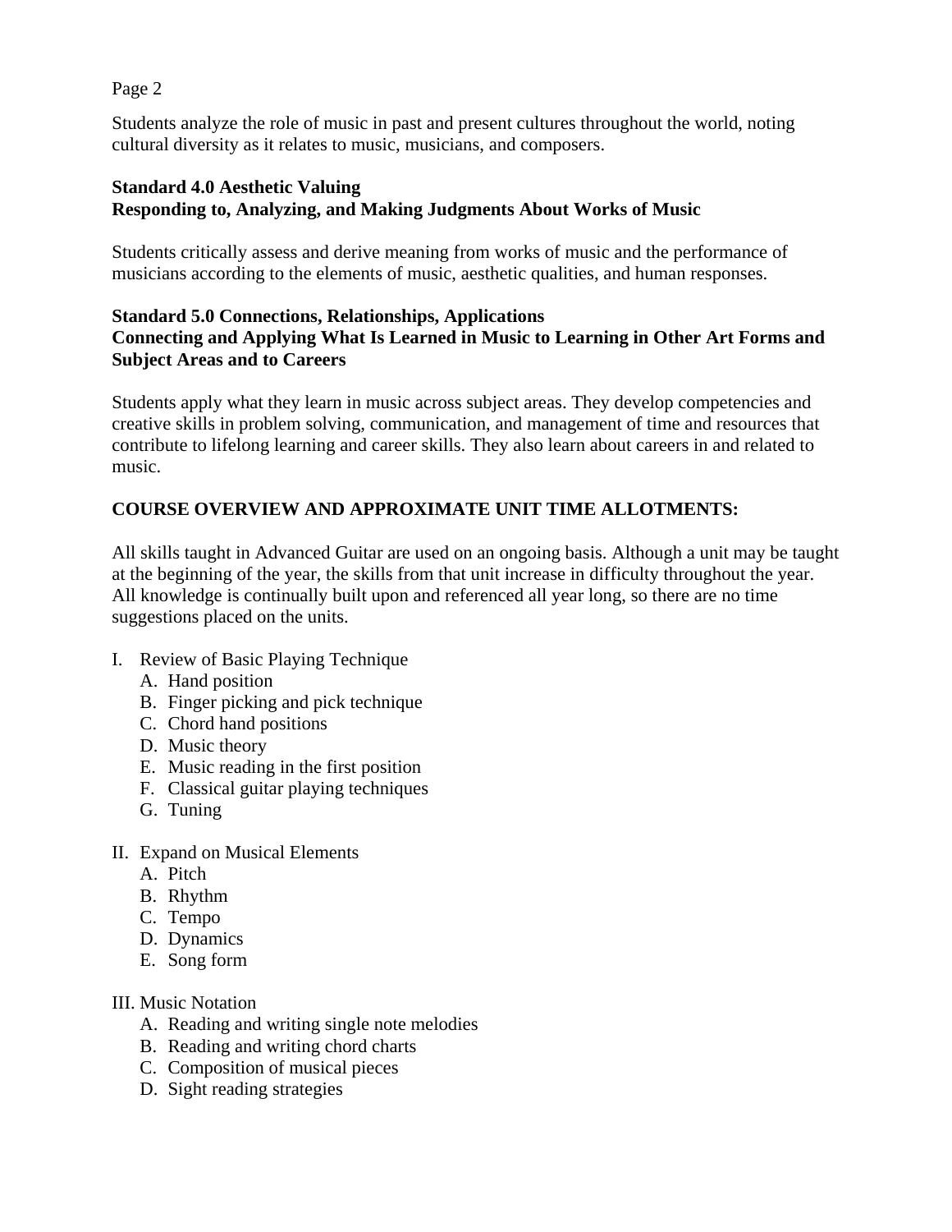Students analyze the role of music in past and present cultures throughout the world, noting cultural diversity as it relates to music, musicians, and composers.

**Standard 4.0 Aesthetic Valuing**
**Responding to, Analyzing, and Making Judgments About Works of Music**

Students critically assess and derive meaning from works of music and the performance of musicians according to the elements of music, aesthetic qualities, and human responses.

**Standard 5.0 Connections, Relationships, Applications**
**Connecting and Applying What Is Learned in Music to Learning in Other Art Forms and Subject Areas and to Careers**

Students apply what they learn in music across subject areas. They develop competencies and creative skills in problem solving, communication, and management of time and resources that contribute to lifelong learning and career skills. They also learn about careers in and related to music.

**COURSE OVERVIEW AND APPROXIMATE UNIT TIME ALLOTMENTS:**

All skills taught in Advanced Guitar are used on an ongoing basis. Although a unit may be taught at the beginning of the year, the skills from that unit increase in difficulty throughout the year. All knowledge is continually built upon and referenced all year long, so there are no time suggestions placed on the units.

I. Review of Basic Playing Technique
   - A. Hand position
   - B. Finger picking and pick technique
   - C. Chord hand positions
   - D. Music theory
   - E. Music reading in the first position
   - F. Classical guitar playing techniques
   - G. Tuning

II. Expand on Musical Elements
   - A. Pitch
   - B. Rhythm
   - C. Tempo
   - D. Dynamics
   - E. Song form

III. Music Notation
   - A. Reading and writing single note melodies
   - B. Reading and writing chord charts
   - C. Composition of musical pieces
   - D. Sight reading strategies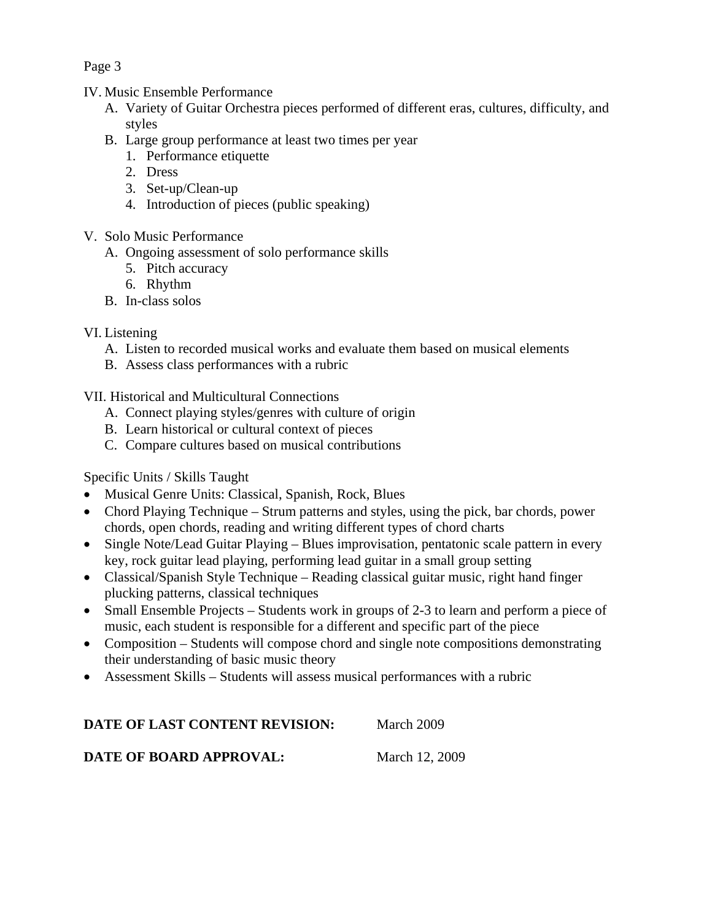IV. Music Ensemble Performance
   A. Variety of Guitar Orchestra pieces performed of different eras, cultures, difficulty, and styles
   B. Large group performance at least two times per year
      1. Performance etiquette
      2. Dress
      3. Set-up/Clean-up
      4. Introduction of pieces (public speaking)

V. Solo Music Performance
   A. Ongoing assessment of solo performance skills
      5. Pitch accuracy
      6. Rhythm
   B. In-class solos

VI. Listening
   A. Listen to recorded musical works and evaluate them based on musical elements
   B. Assess class performances with a rubric

VII. Historical and Multicultural Connections
   A. Connect playing styles/genres with culture of origin
   B. Learn historical or cultural context of pieces
   C. Compare cultures based on musical contributions

Specific Units / Skills Taught

- Musical Genre Units: Classical, Spanish, Rock, Blues
- Chord Playing Technique – Strum patterns and styles, using the pick, bar chords, power chords, open chords, reading and writing different types of chord charts
- Single Note/Lead Guitar Playing – Blues improvisation, pentatonic scale pattern in every key, rock guitar lead playing, performing lead guitar in a small group setting
- Classical/Spanish Style Technique – Reading classical guitar music, right hand finger plucking patterns, classical techniques
- Small Ensemble Projects – Students work in groups of 2-3 to learn and perform a piece of music, each student is responsible for a different and specific part of the piece
- Composition – Students will compose chord and single note compositions demonstrating their understanding of basic music theory
- Assessment Skills – Students will assess musical performances with a rubric

**DATE OF LAST CONTENT REVISION:** March 2009

**DATE OF BOARD APPROVAL:** March 12, 2009